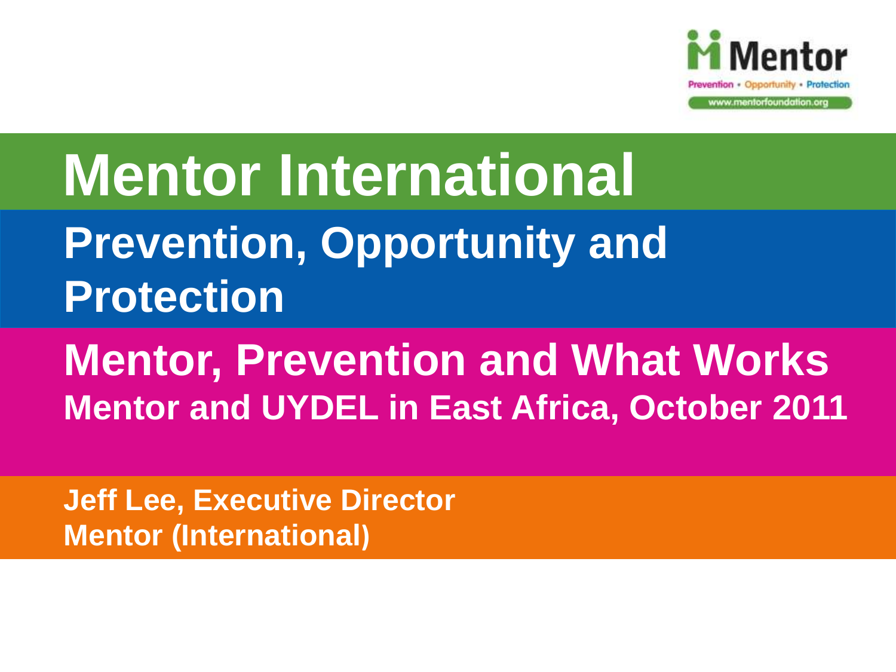Mentor

Prevention • Opportunity • Protection

www.mentorfoundation.org

# Mentor International

## Prevention, Opportunity and Protection

## Mentor, Prevention and What Works

### Mentor and UYDEL in East Africa, October 2011

**Jeff Lee, Executive Director**
**Mentor (International)**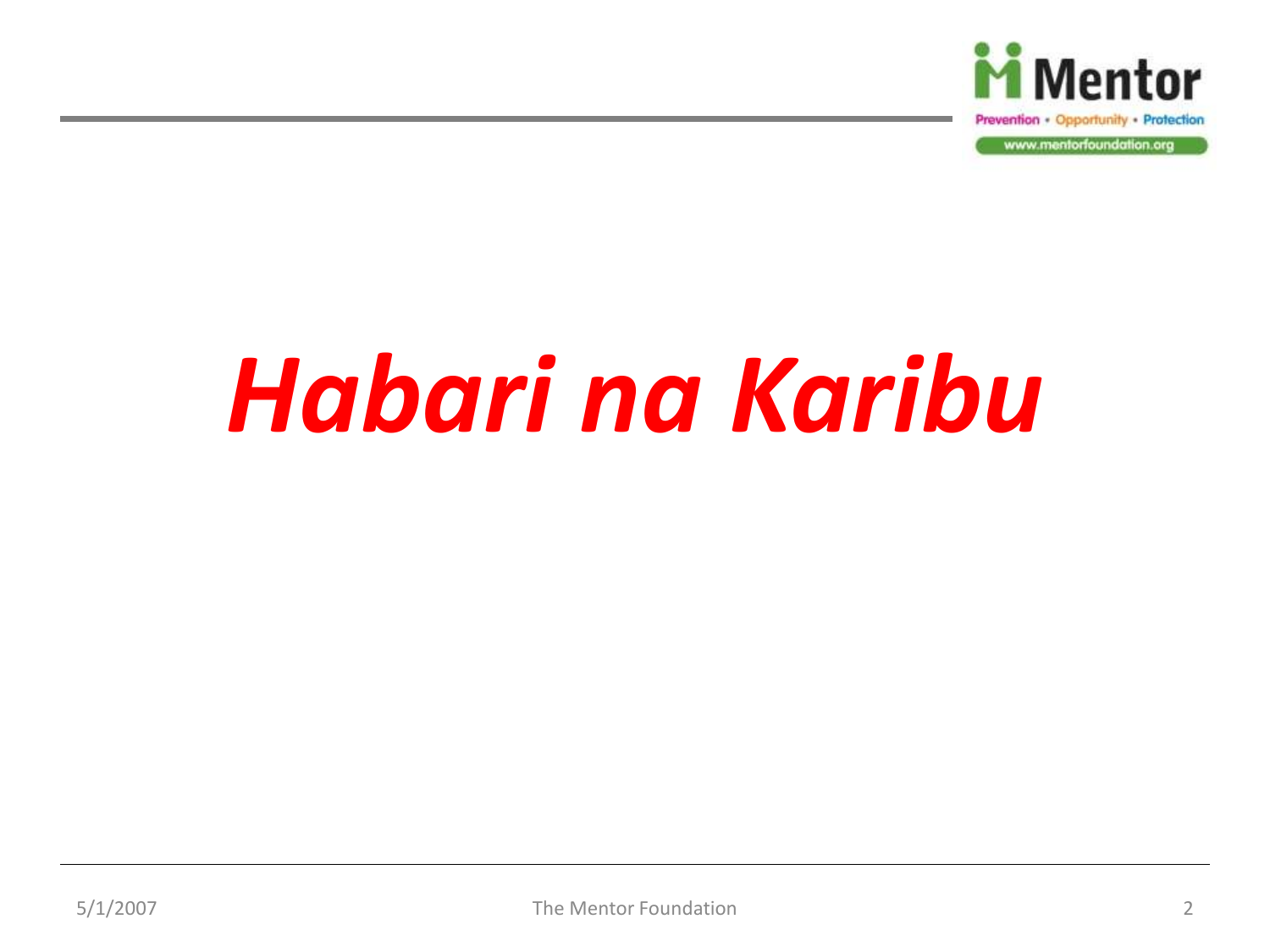# *Habari na Karibu*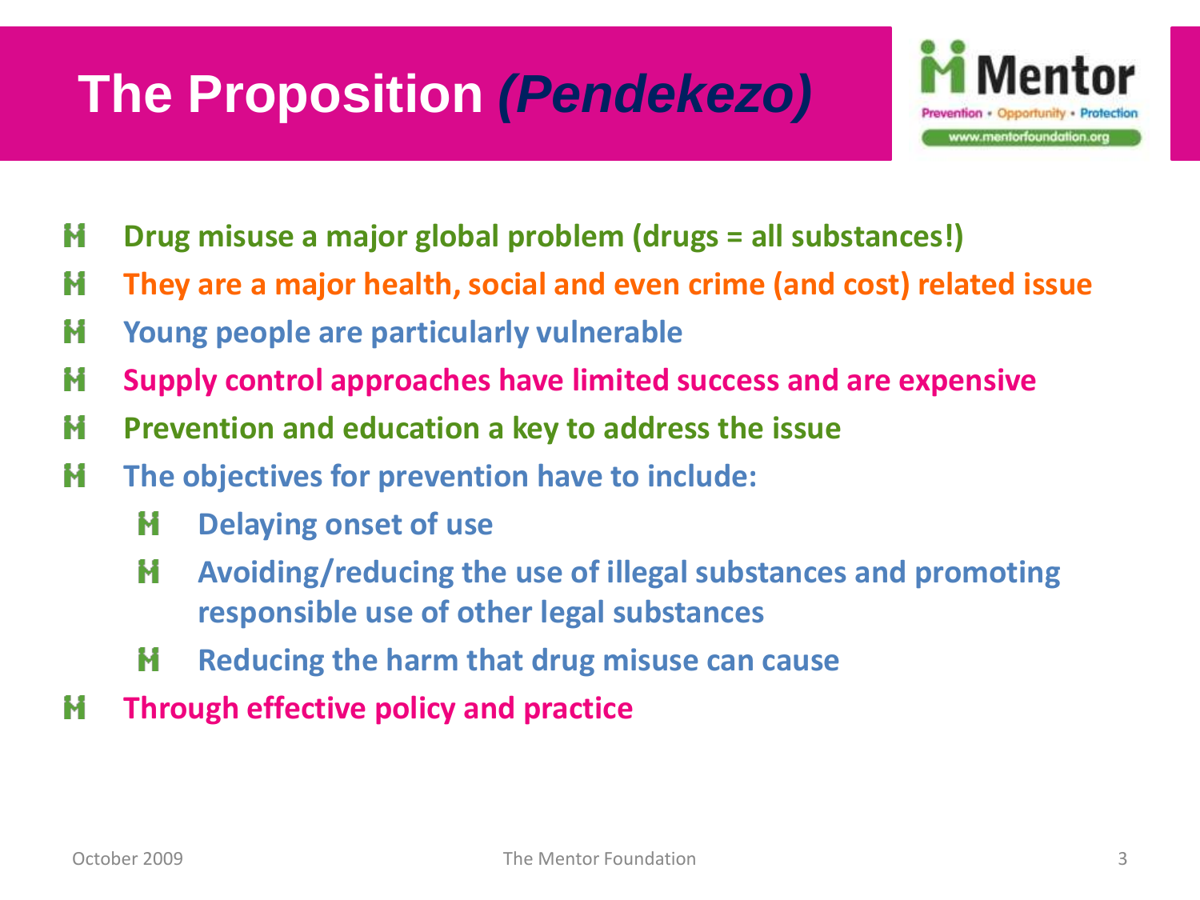# The Proposition *(Pendekezo)*

- Drug misuse a major global problem (drugs = all substances!)
- They are a major health, social and even crime (and cost) related issue
- Young people are particularly vulnerable
- Supply control approaches have limited success and are expensive
- Prevention and education a key to address the issue
- The objectives for prevention have to include:
  - Delaying onset of use
  - Avoiding/reducing the use of illegal substances and promoting responsible use of other legal substances
  - Reducing the harm that drug misuse can cause
- Through effective policy and practice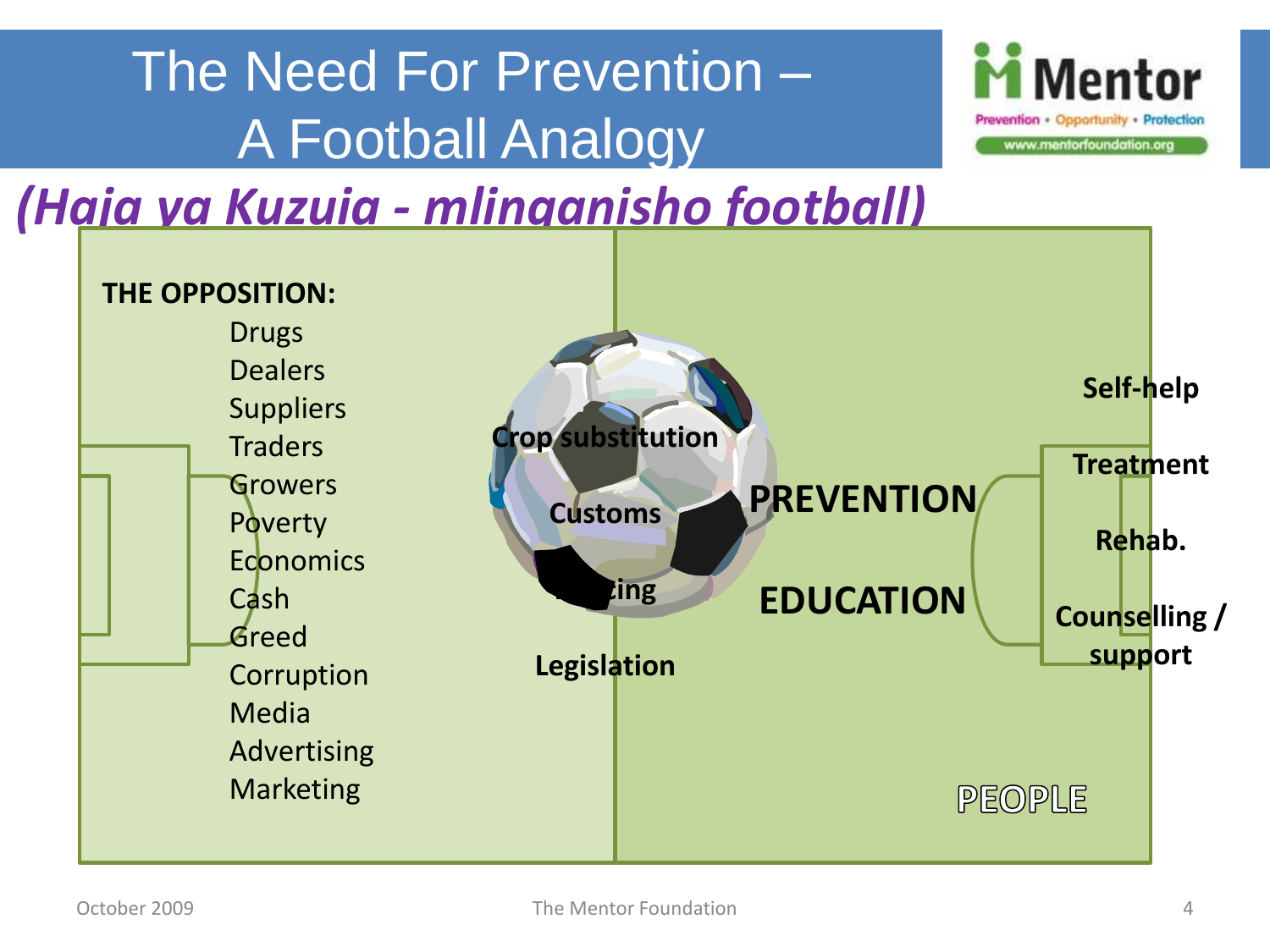# The Need For Prevention – A Football Analogy

*(Haja ya Kuzuia - mlinganisho football)*

**THE OPPOSITION:**

- Drugs
- Dealers
- Suppliers
- Traders
- Growers
- Poverty
- Economics
- Cash
- Greed
- Corruption
- Media
- Advertising
- Marketing

**Crop substitution**

**Customs**

**...cing**

**Legislation**

**PREVENTION**

**EDUCATION**

**Self-help**

**Treatment**

**Rehab.**

**Counselling / support**

PEOPLE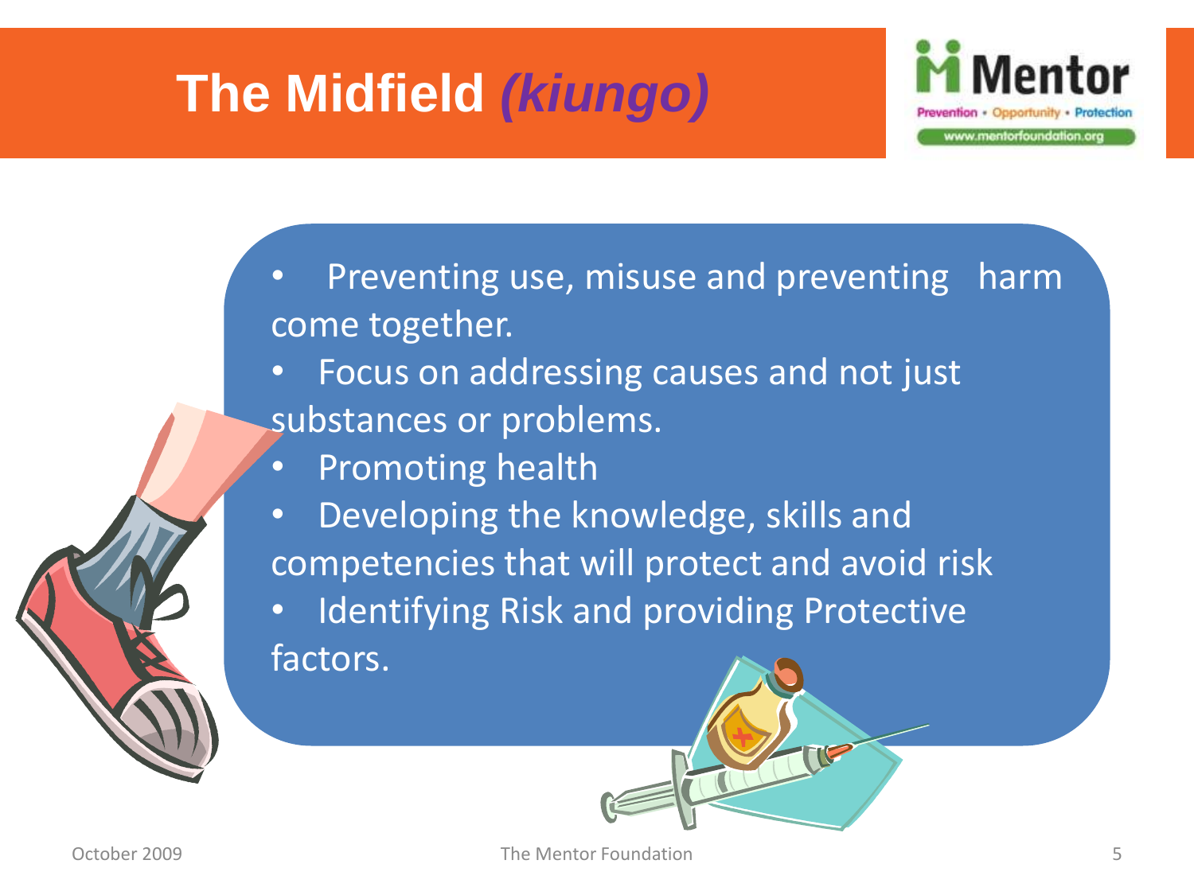# The Midfield *(kiungo)*

- Preventing use, misuse and preventing harm come together.
- Focus on addressing causes and not just substances or problems.
- Promoting health
- Developing the knowledge, skills and competencies that will protect and avoid risk
- Identifying Risk and providing Protective factors.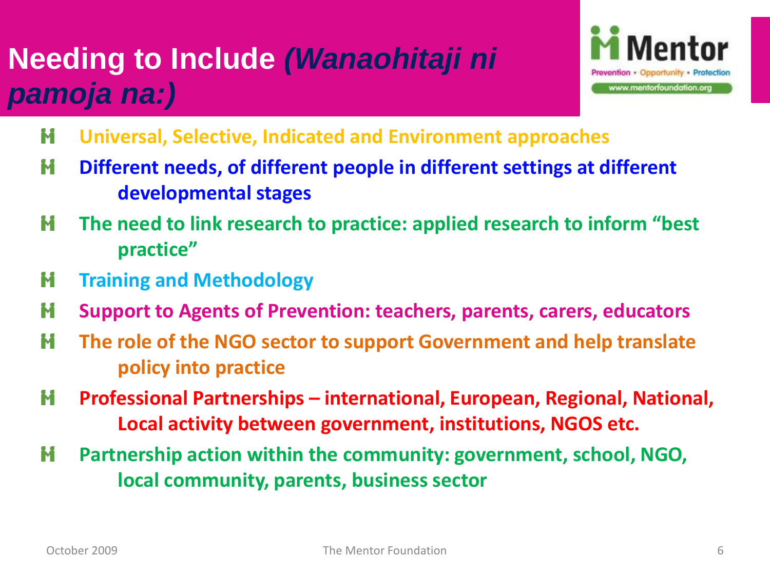# Needing to Include *(Wanaohitaji ni pamoja na:)*

- Universal, Selective, Indicated and Environment approaches
- Different needs, of different people in different settings at different developmental stages
- The need to link research to practice: applied research to inform "best practice"
- Training and Methodology
- Support to Agents of Prevention: teachers, parents, carers, educators
- The role of the NGO sector to support Government and help translate policy into practice
- Professional Partnerships – international, European, Regional, National, Local activity between government, institutions, NGOS etc.
- Partnership action within the community: government, school, NGO, local community, parents, business sector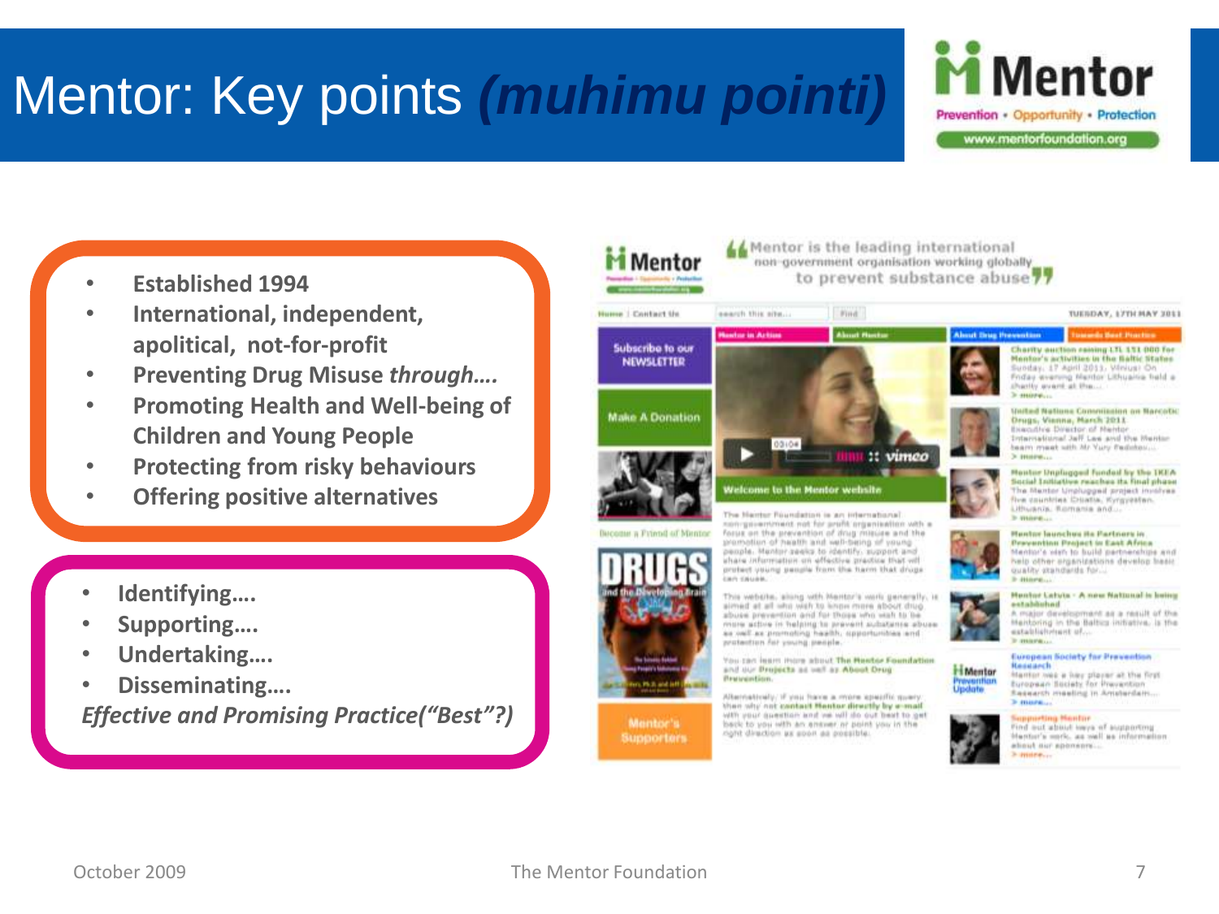# Mentor: Key points *(muhimu pointi)*

Mentor

Prevention • Opportunity • Protection

www.mentorfoundation.org

- **Established 1994**
- **International, independent, apolitical, not-for-profit**
- **Preventing Drug Misuse *through….***
- **Promoting Health and Well-being of Children and Young People**
- **Protecting from risky behaviours**
- **Offering positive alternatives**

- **Identifying….**
- **Supporting….**
- **Undertaking….**
- **Disseminating….**

***Effective and Promising Practice("Best"?)***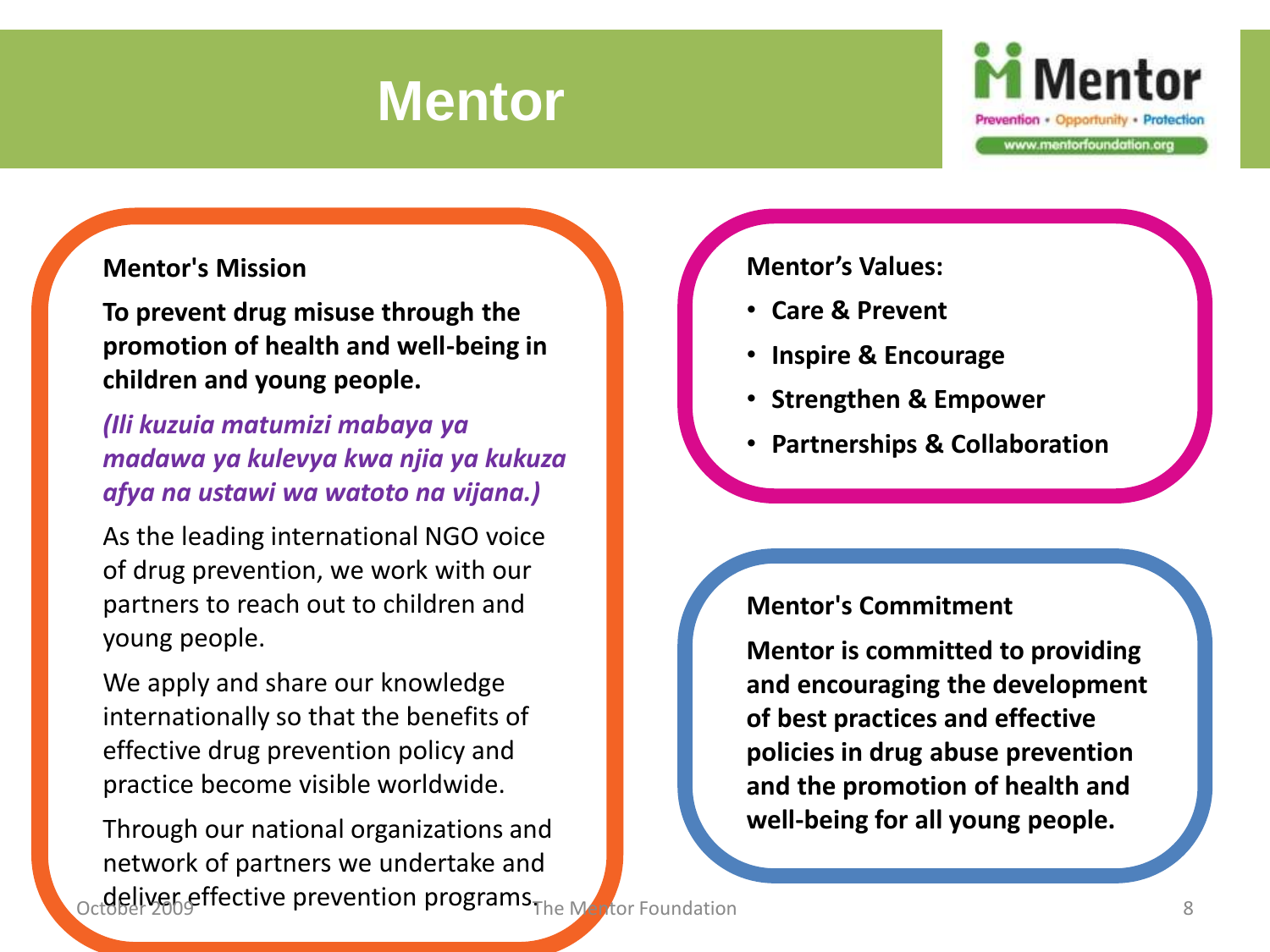# Mentor

**Mentor's Mission**

**To prevent drug misuse through the promotion of health and well-being in children and young people.**

***(Ili kuzuia matumizi mabaya ya madawa ya kulevya kwa njia ya kukuza afya na ustawi wa watoto na vijana.)***

As the leading international NGO voice of drug prevention, we work with our partners to reach out to children and young people.

We apply and share our knowledge internationally so that the benefits of effective drug prevention policy and practice become visible worldwide.

Through our national organizations and network of partners we undertake and deliver effective prevention programs.

**Mentor's Values:**

- **Care & Prevent**
- **Inspire & Encourage**
- **Strengthen & Empower**
- **Partnerships & Collaboration**

**Mentor's Commitment**

**Mentor is committed to providing and encouraging the development of best practices and effective policies in drug abuse prevention and the promotion of health and well-being for all young people.**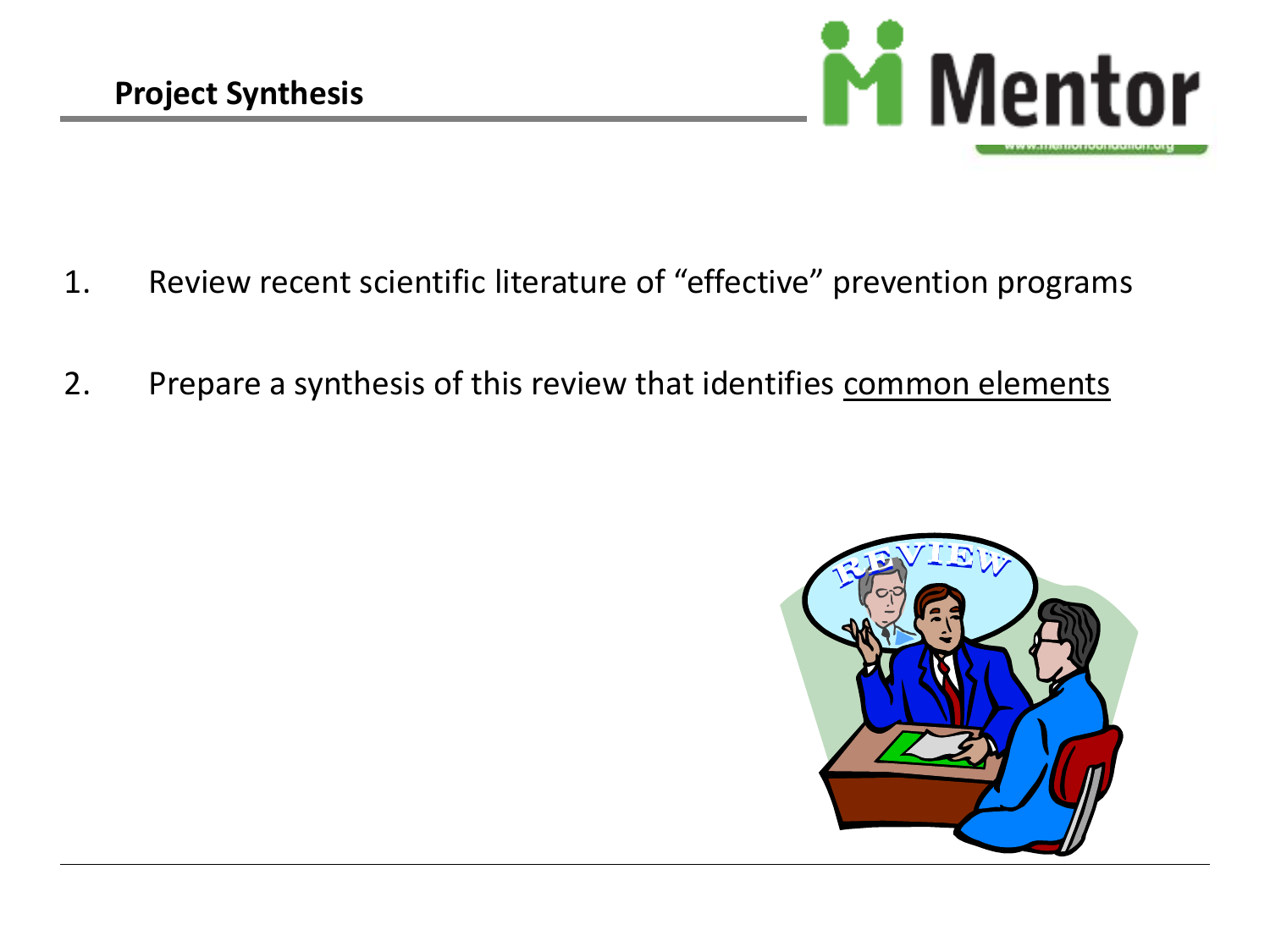## Project Synthesis

1. Review recent scientific literature of “effective” prevention programs
2. Prepare a synthesis of this review that identifies <u>common elements</u>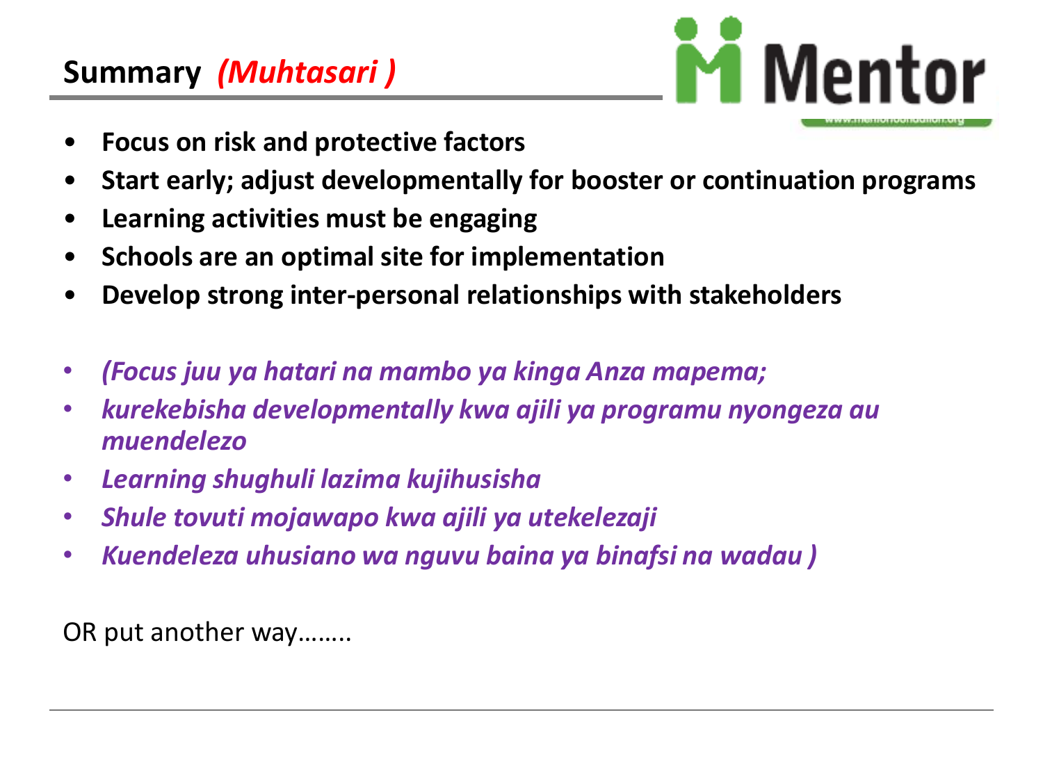## Summary *(Muhtasari )*

- **Focus on risk and protective factors**
- **Start early; adjust developmentally for booster or continuation programs**
- **Learning activities must be engaging**
- **Schools are an optimal site for implementation**
- **Develop strong inter-personal relationships with stakeholders**

- ***(Focus juu ya hatari na mambo ya kinga Anza mapema;***
- ***kurekebisha developmentally kwa ajili ya programu nyongeza au muendelezo***
- ***Learning shughuli lazima kujihusisha***
- ***Shule tovuti mojawapo kwa ajili ya utekelezaji***
- ***Kuendeleza uhusiano wa nguvu baina ya binafsi na wadau )***

OR put another way……..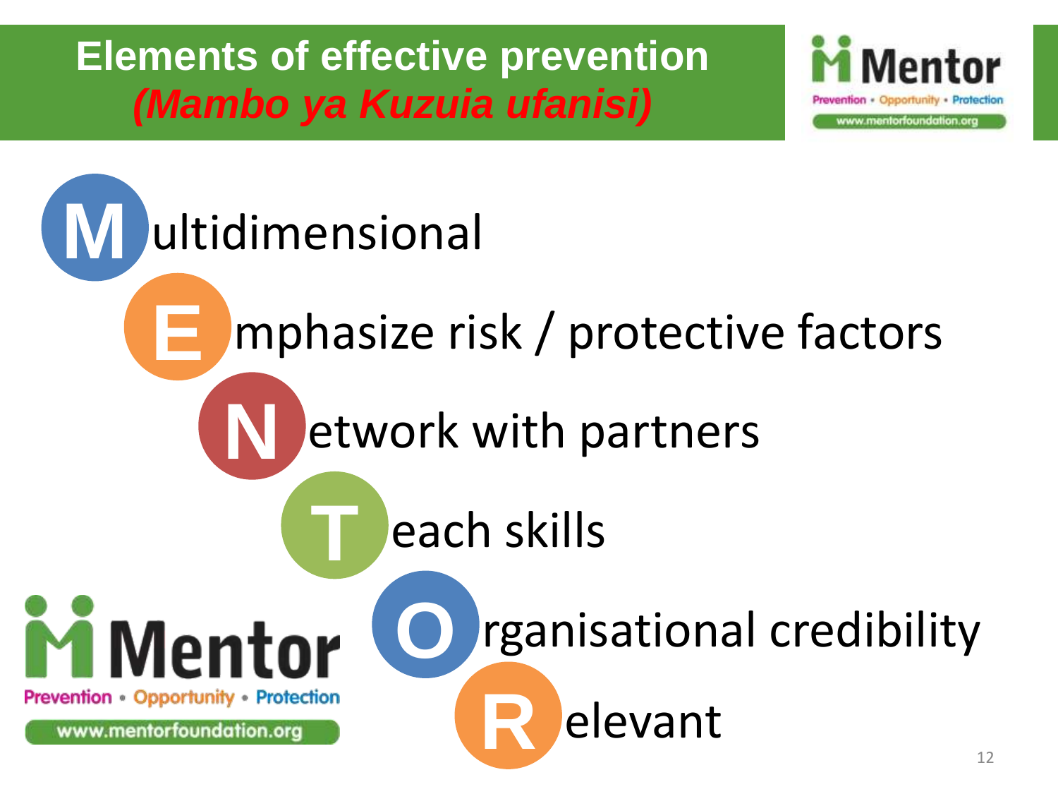# Elements of effective prevention
## *(Mambo ya Kuzuia ufanisi)*

- **M**ultidimensional
- **E**mphasize risk / protective factors
- **N**etwork with partners
- **T**each skills
- **O**rganisational credibility
- **R**elevant

Mentor
Prevention • Opportunity • Protection
www.mentorfoundation.org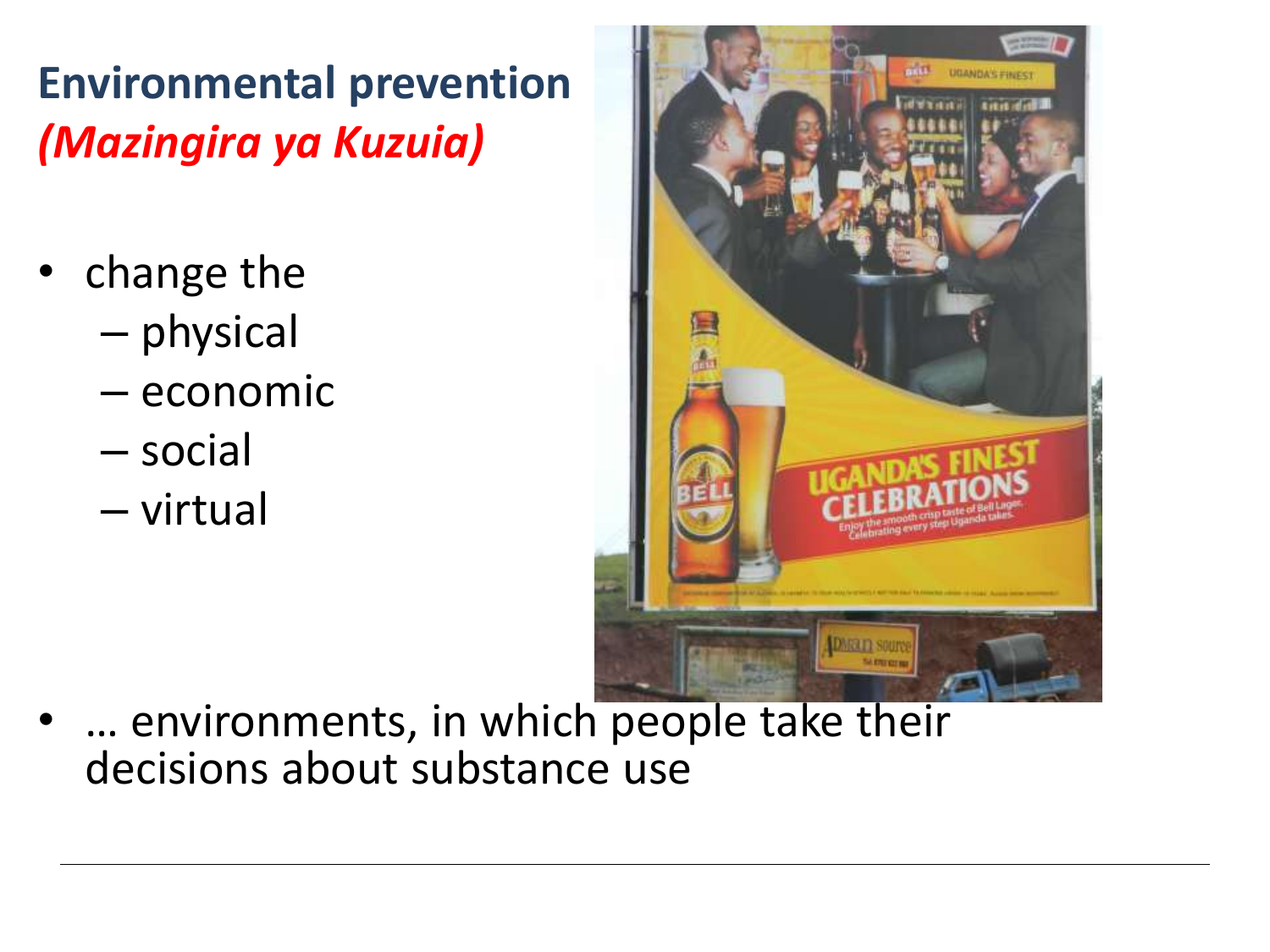# Environmental prevention *(Mazingira ya Kuzuia)*

- change the
  - physical
  - economic
  - social
  - virtual
- … environments, in which people take their decisions about substance use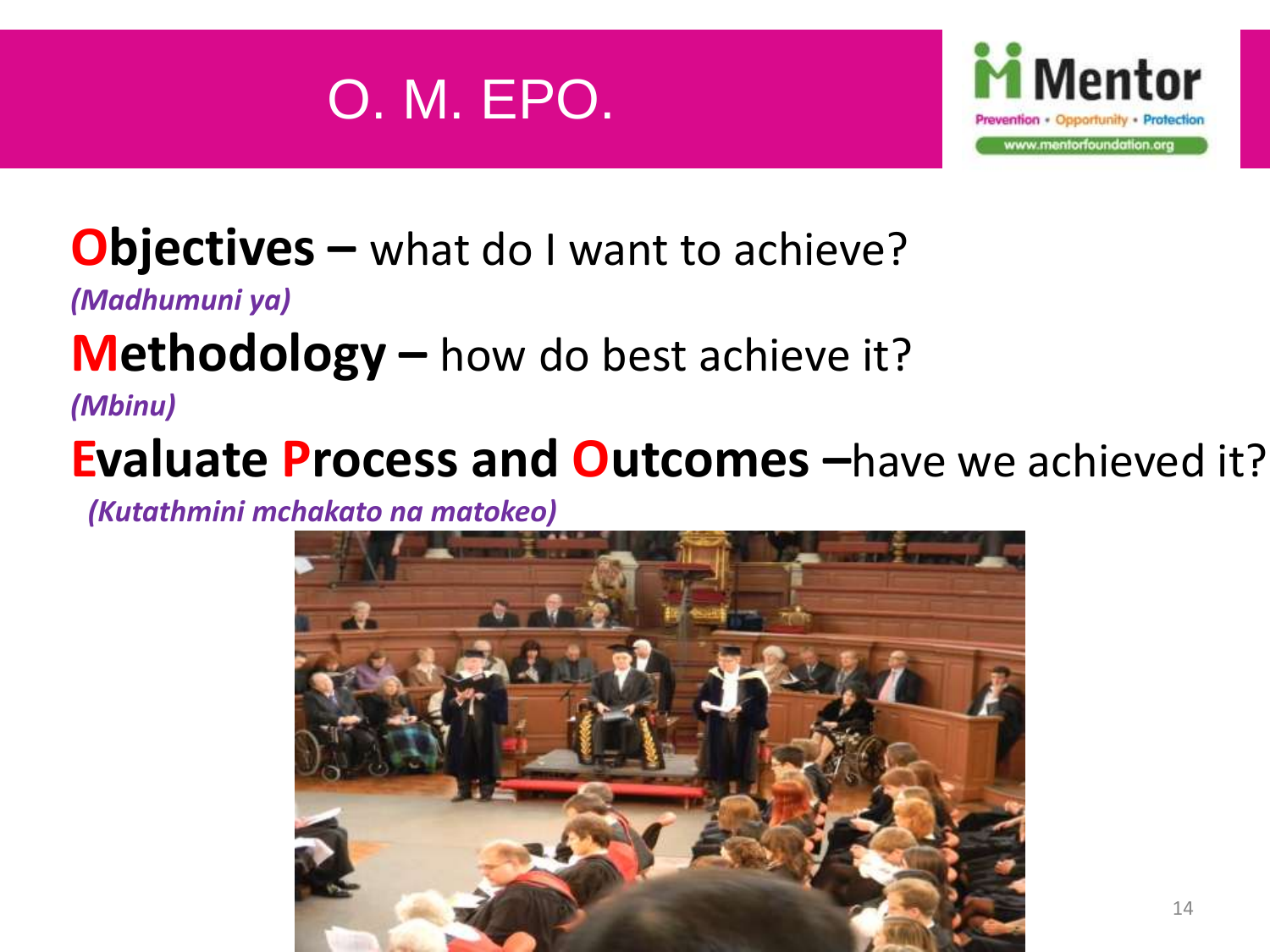# O. M. EPO.

Mentor
Prevention • Opportunity • Protection
www.mentorfoundation.org

**Objectives –** what do I want to achieve?

***(Madhumuni ya)***

**Methodology –** how do best achieve it?

***(Mbinu)***

**Evaluate Process and Outcomes –**have we achieved it?

***(Kutathmini mchakato na matokeo)***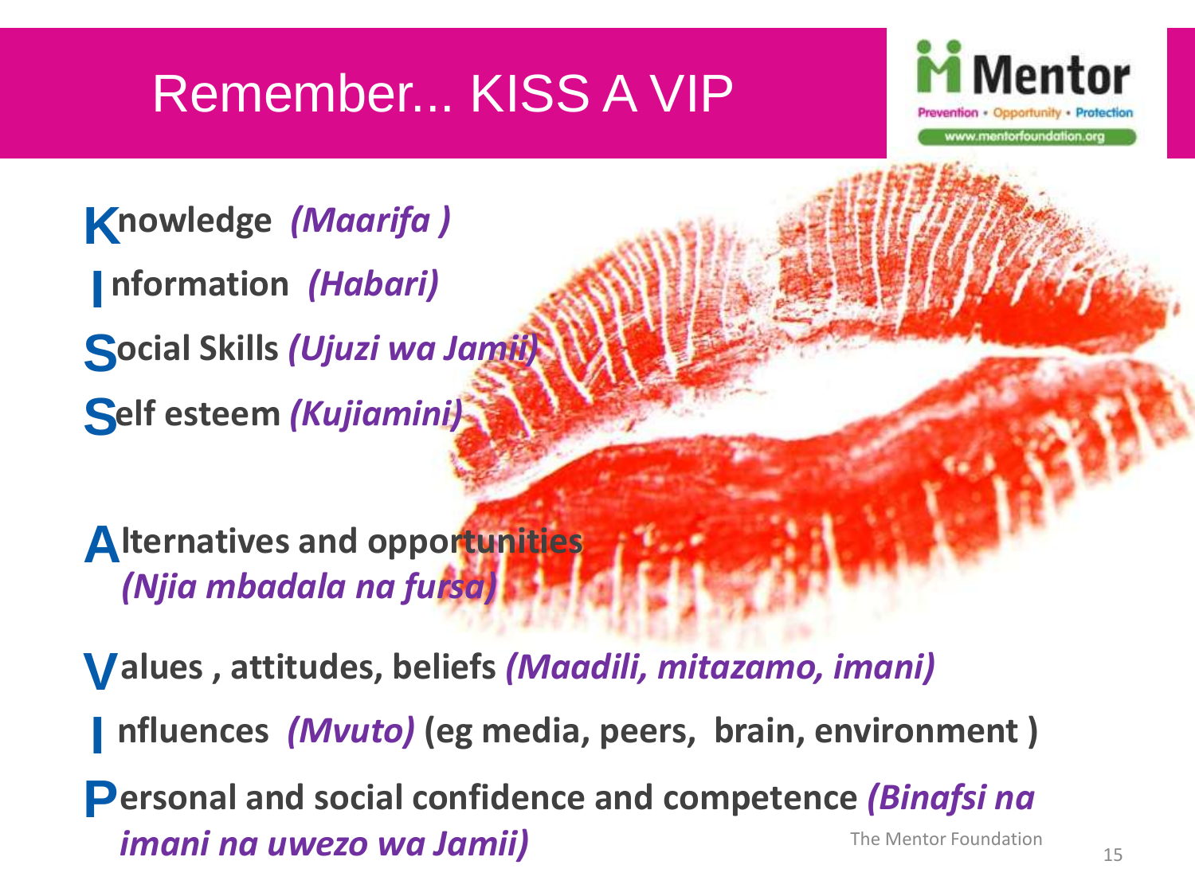# Remember... KISS A VIP

**K**nowledge *(Maarifa )*

**I**nformation *(Habari)*

**S**ocial Skills *(Ujuzi wa Jamii)*

**S**elf esteem *(Kujiamini)*

**A**lternatives and opportunities *(Njia mbadala na fursa)*

**V**alues , attitudes, beliefs *(Maadili, mitazamo, imani)*

**I**nfluences *(Mvuto)* (eg media, peers, brain, environment )

**P**ersonal and social confidence and competence *(Binafsi na imani na uwezo wa Jamii)*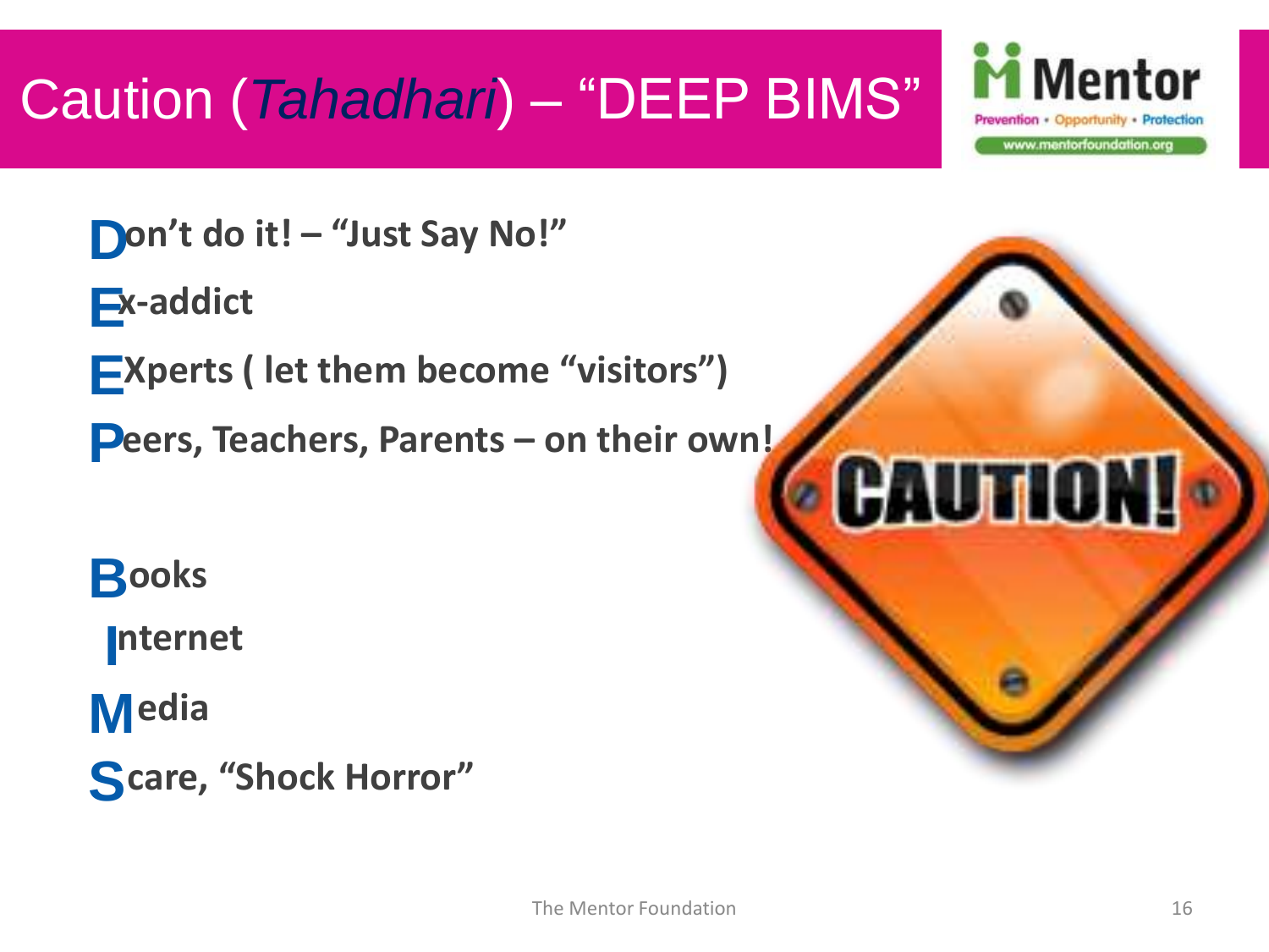# Caution (*Tahadhari*) – "DEEP BIMS"

**D**on't do it! – "Just Say No!"

**E**x-addict

**E**Xperts ( let them become "visitors")

**P**eers, Teachers, Parents – on their own!

**B**ooks

**I**nternet

**M**edia

**S**care, "Shock Horror"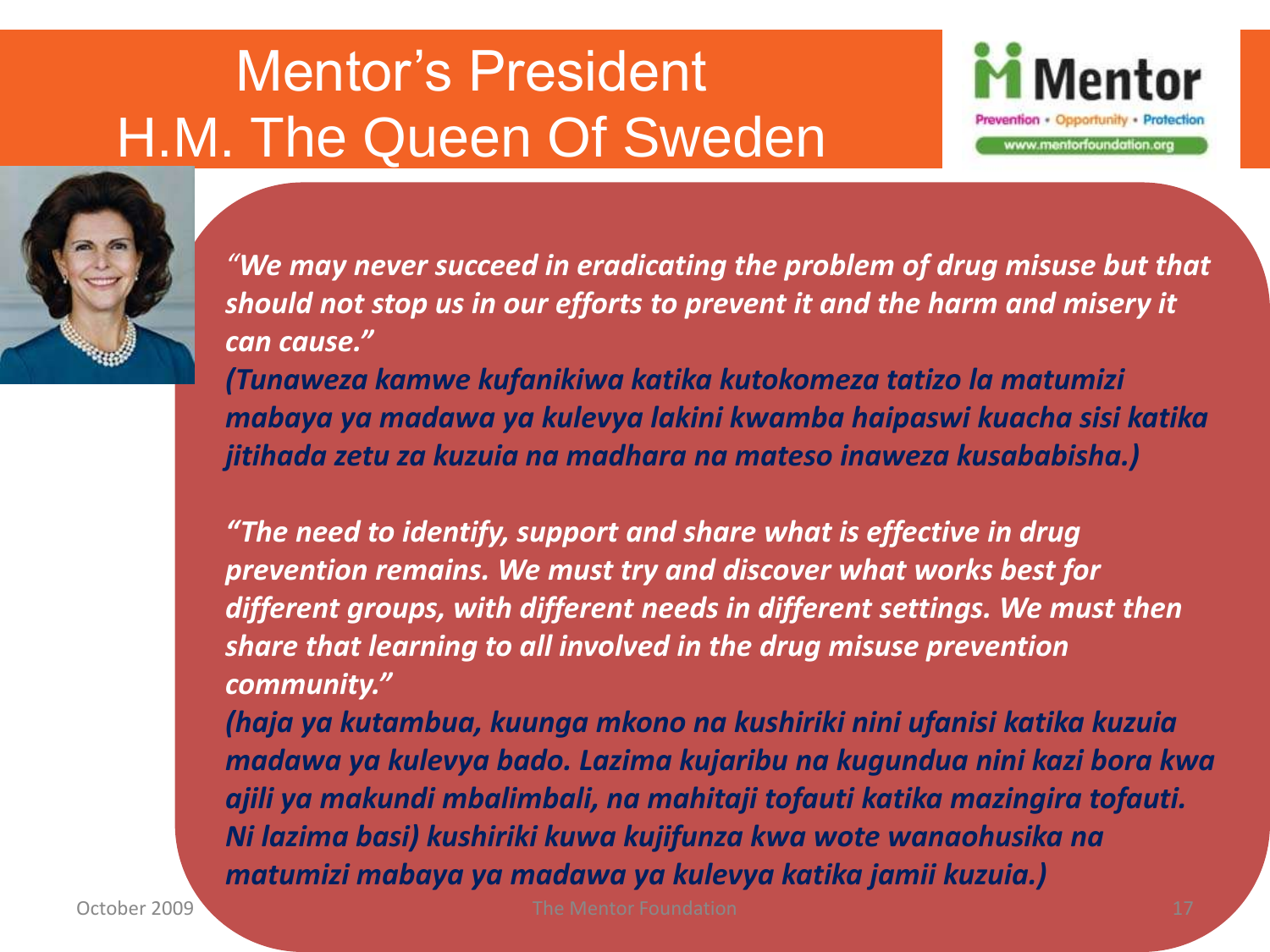# Mentor's President
# H.M. The Queen Of Sweden

Mentor
Prevention • Opportunity • Protection
www.mentorfoundation.org

*"We may never succeed in eradicating the problem of drug misuse but that should not stop us in our efforts to prevent it and the harm and misery it can cause."*
*(Tunaweza kamwe kufanikiwa katika kutokomeza tatizo la matumizi mabaya ya madawa ya kulevya lakini kwamba haipaswi kuacha sisi katika jitihada zetu za kuzuia na madhara na mateso inaweza kusababisha.)*

*"The need to identify, support and share what is effective in drug prevention remains. We must try and discover what works best for different groups, with different needs in different settings. We must then share that learning to all involved in the drug misuse prevention community."*
*(haja ya kutambua, kuunga mkono na kushiriki nini ufanisi katika kuzuia madawa ya kulevya bado. Lazima kujaribu na kugundua nini kazi bora kwa ajili ya makundi mbalimbali, na mahitaji tofauti katika mazingira tofauti. Ni lazima basi) kushiriki kuwa kujifunza kwa wote wanaohusika na matumizi mabaya ya madawa ya kulevya katika jamii kuzuia.)*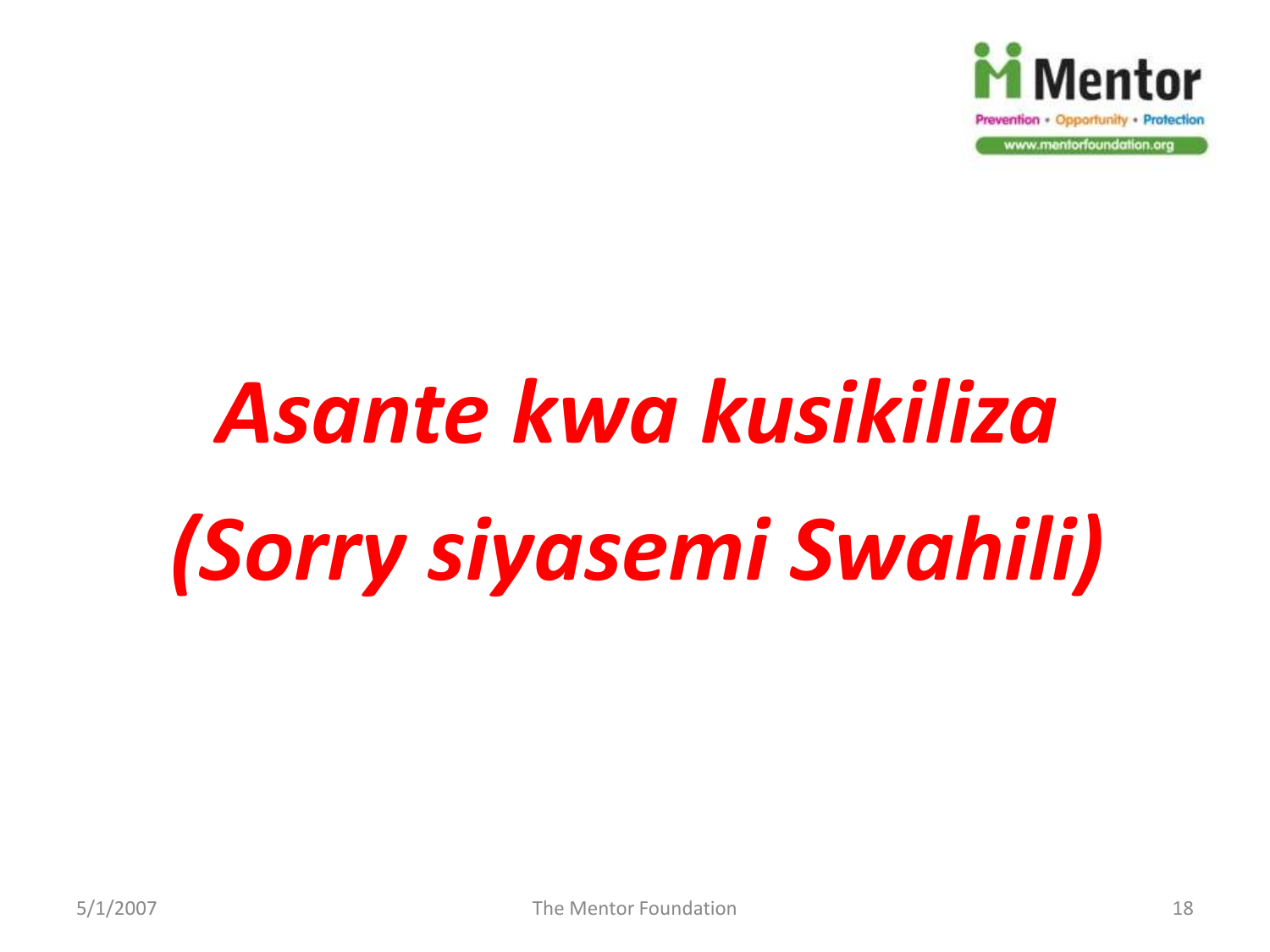***Asante kwa kusikiliza***

***(Sorry siyasemi Swahili)***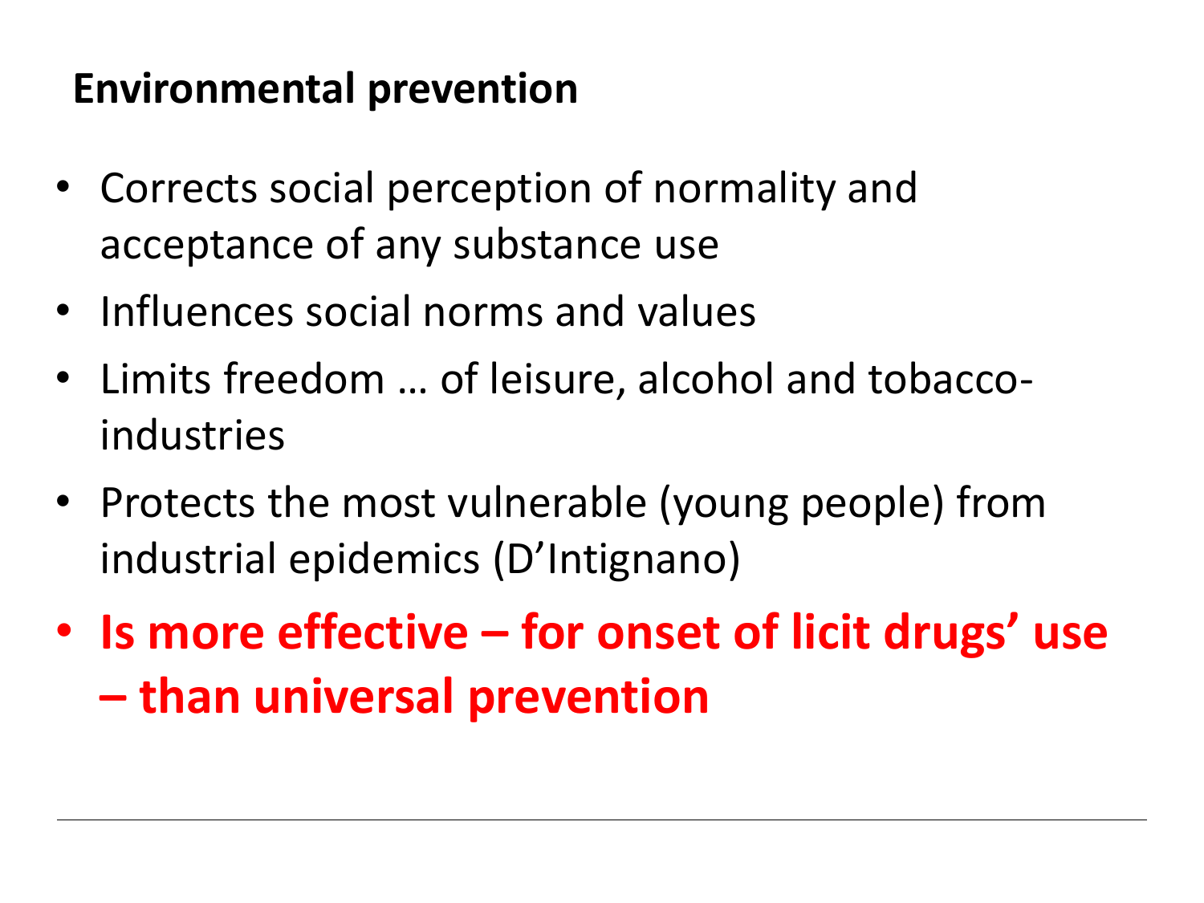## Environmental prevention

- Corrects social perception of normality and acceptance of any substance use
- Influences social norms and values
- Limits freedom … of leisure, alcohol and tobacco-industries
- Protects the most vulnerable (young people) from industrial epidemics (D'Intignano)
- **Is more effective – for onset of licit drugs' use – than universal prevention**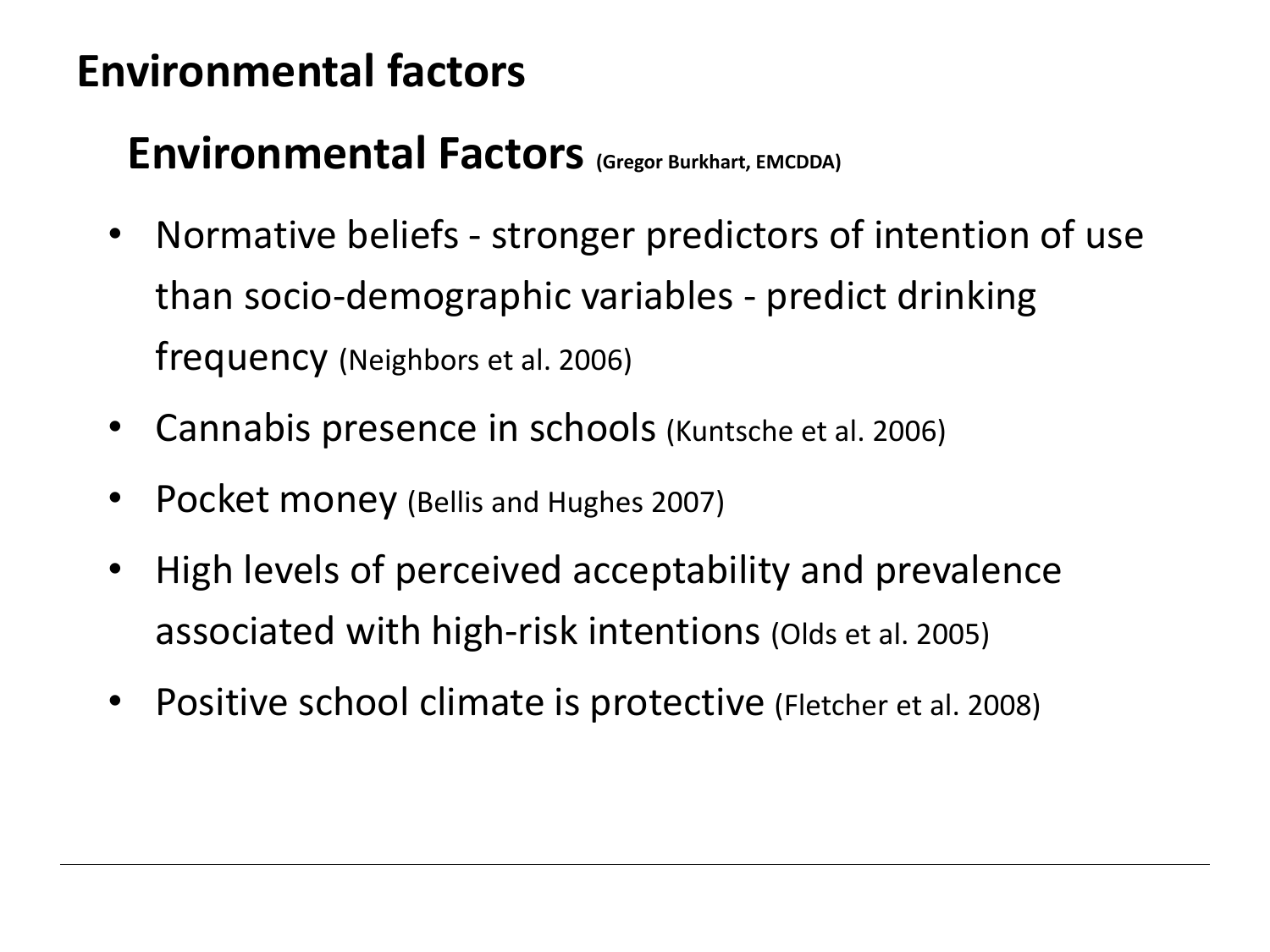# Environmental factors

## Environmental Factors (Gregor Burkhart, EMCDDA)

- Normative beliefs - stronger predictors of intention of use than socio-demographic variables - predict drinking frequency (Neighbors et al. 2006)
- Cannabis presence in schools (Kuntsche et al. 2006)
- Pocket money (Bellis and Hughes 2007)
- High levels of perceived acceptability and prevalence associated with high-risk intentions (Olds et al. 2005)
- Positive school climate is protective (Fletcher et al. 2008)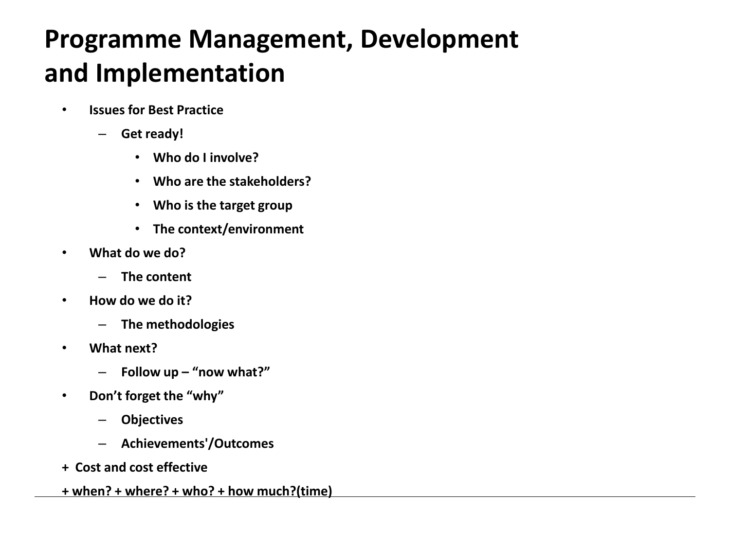# Programme Management, Development and Implementation

- **Issues for Best Practice**
  - **Get ready!**
    - **Who do I involve?**
    - **Who are the stakeholders?**
    - **Who is the target group**
    - **The context/environment**
- **What do we do?**
  - **The content**
- **How do we do it?**
  - **The methodologies**
- **What next?**
  - **Follow up – "now what?"**
- **Don't forget the "why"**
  - **Objectives**
  - **Achievements'/Outcomes**

**+ Cost and cost effective**

**+ when? + where? + who? + how much?(time)**